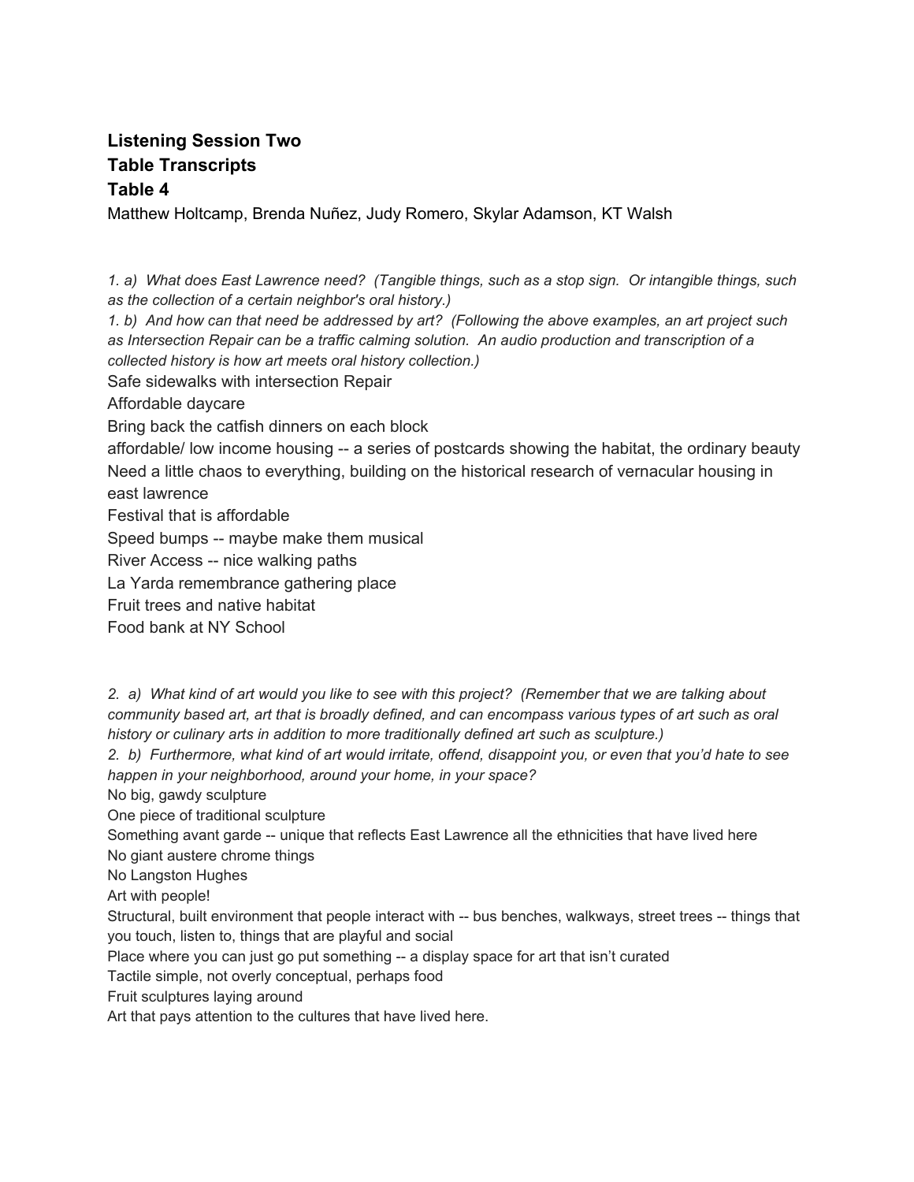**Listening Session Two**
**Table Transcripts**
**Table 4**
Matthew Holtcamp, Brenda Nuñez, Judy Romero, Skylar Adamson, KT Walsh

*1. a) What does East Lawrence need? (Tangible things, such as a stop sign. Or intangible things, such as the collection of a certain neighbor's oral history.)*
*1. b) And how can that need be addressed by art? (Following the above examples, an art project such as Intersection Repair can be a traffic calming solution. An audio production and transcription of a collected history is how art meets oral history collection.)*

Safe sidewalks with intersection Repair
Affordable daycare
Bring back the catfish dinners on each block
affordable/ low income housing -- a series of postcards showing the habitat, the ordinary beauty
Need a little chaos to everything, building on the historical research of vernacular housing in east lawrence
Festival that is affordable
Speed bumps -- maybe make them musical
River Access -- nice walking paths
La Yarda remembrance gathering place
Fruit trees and native habitat
Food bank at NY School

*2. a) What kind of art would you like to see with this project? (Remember that we are talking about community based art, art that is broadly defined, and can encompass various types of art such as oral history or culinary arts in addition to more traditionally defined art such as sculpture.)*
*2. b) Furthermore, what kind of art would irritate, offend, disappoint you, or even that you'd hate to see happen in your neighborhood, around your home, in your space?*

No big, gawdy sculpture
One piece of traditional sculpture
Something avant garde -- unique that reflects East Lawrence all the ethnicities that have lived here
No giant austere chrome things
No Langston Hughes
Art with people!
Structural, built environment that people interact with -- bus benches, walkways, street trees -- things that you touch, listen to, things that are playful and social
Place where you can just go put something -- a display space for art that isn't curated
Tactile simple, not overly conceptual, perhaps food
Fruit sculptures laying around
Art that pays attention to the cultures that have lived here.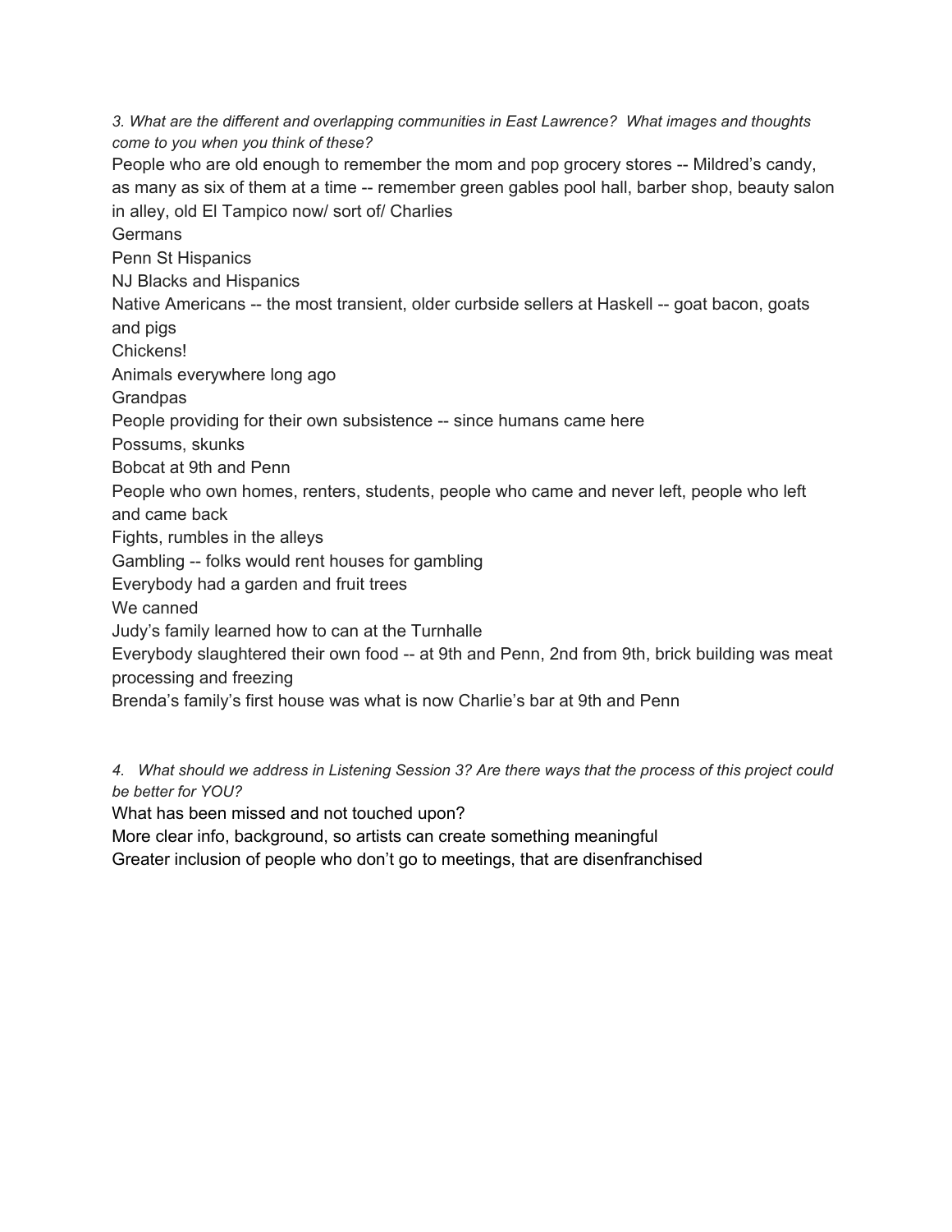*3. What are the different and overlapping communities in East Lawrence? What images and thoughts come to you when you think of these?*

People who are old enough to remember the mom and pop grocery stores -- Mildred's candy, as many as six of them at a time -- remember green gables pool hall, barber shop, beauty salon in alley, old El Tampico now/ sort of/ Charlies

Germans

Penn St Hispanics

NJ Blacks and Hispanics

Native Americans -- the most transient, older curbside sellers at Haskell -- goat bacon, goats and pigs

Chickens!

Animals everywhere long ago

Grandpas

People providing for their own subsistence -- since humans came here

Possums, skunks

Bobcat at 9th and Penn

People who own homes, renters, students, people who came and never left, people who left and came back

Fights, rumbles in the alleys

Gambling -- folks would rent houses for gambling

Everybody had a garden and fruit trees

We canned

Judy's family learned how to can at the Turnhalle

Everybody slaughtered their own food -- at 9th and Penn, 2nd from 9th, brick building was meat processing and freezing

Brenda's family's first house was what is now Charlie's bar at 9th and Penn

*4. What should we address in Listening Session 3? Are there ways that the process of this project could be better for YOU?*

What has been missed and not touched upon?

More clear info, background, so artists can create something meaningful

Greater inclusion of people who don't go to meetings, that are disenfranchised